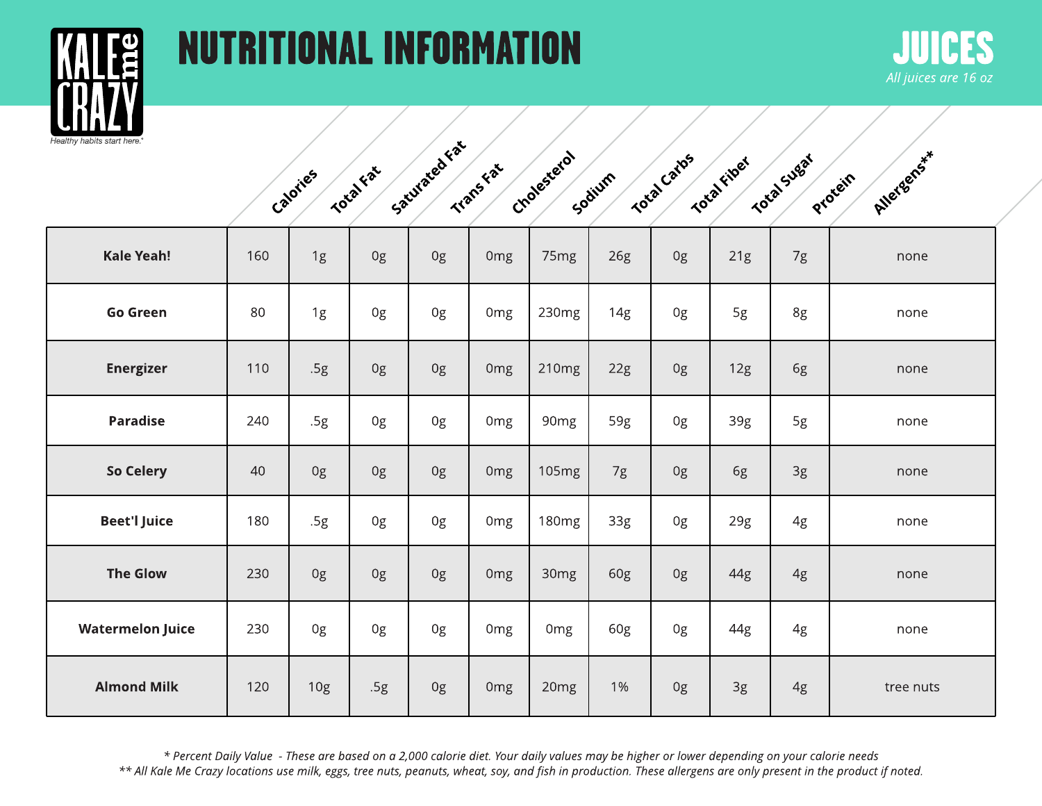# NUTRITIONAL INFORMATION

KALE me CRAZY

Healthy habits start here.®

## JUICES

*All juices are 16 oz*

| | Calories | Total Fat | Saturated Fat | Trans Fat | Cholesterol | Sodium | Total Carbs | Total Fiber | Total Sugar | Protein | Allergens** |
|---|---|---|---|---|---|---|---|---|---|---|---|
| **Kale Yeah!** | 160 | 1g | 0g | 0g | 0mg | 75mg | 26g | 0g | 21g | 7g | none |
| **Go Green** | 80 | 1g | 0g | 0g | 0mg | 230mg | 14g | 0g | 5g | 8g | none |
| **Energizer** | 110 | .5g | 0g | 0g | 0mg | 210mg | 22g | 0g | 12g | 6g | none |
| **Paradise** | 240 | .5g | 0g | 0g | 0mg | 90mg | 59g | 0g | 39g | 5g | none |
| **So Celery** | 40 | 0g | 0g | 0g | 0mg | 105mg | 7g | 0g | 6g | 3g | none |
| **Beet'l Juice** | 180 | .5g | 0g | 0g | 0mg | 180mg | 33g | 0g | 29g | 4g | none |
| **The Glow** | 230 | 0g | 0g | 0g | 0mg | 30mg | 60g | 0g | 44g | 4g | none |
| **Watermelon Juice** | 230 | 0g | 0g | 0g | 0mg | 0mg | 60g | 0g | 44g | 4g | none |
| **Almond Milk** | 120 | 10g | .5g | 0g | 0mg | 20mg | 1% | 0g | 3g | 4g | tree nuts |

*\* Percent Daily Value - These are based on a 2,000 calorie diet. Your daily values may be higher or lower depending on your calorie needs*

*\*\* All Kale Me Crazy locations use milk, eggs, tree nuts, peanuts, wheat, soy, and fish in production. These allergens are only present in the product if noted.*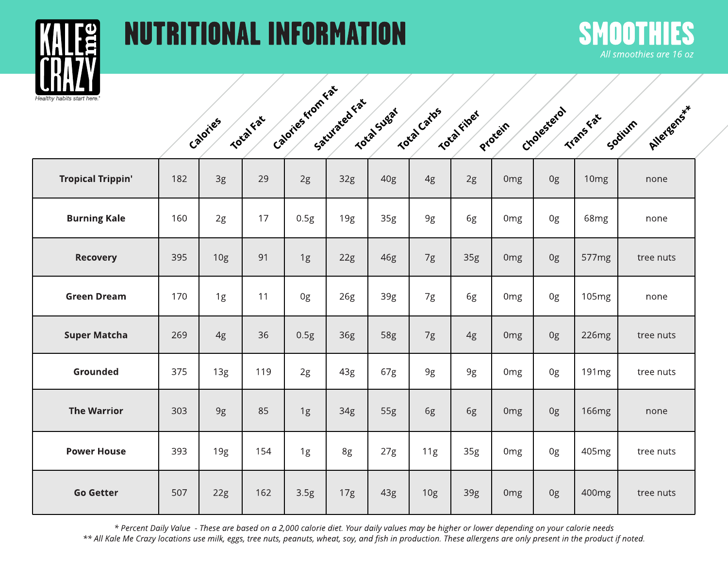KALE me CRAZY

Healthy habits start here.

# NUTRITIONAL INFORMATION

## SMOOTHIES

*All smoothies are 16 oz*

| | Calories | Total Fat | Calories from Fat | Saturated Fat | Total Sugar | Total Carbs | Total Fiber | Protein | Cholesterol | Trans Fat | Sodium | Allergens** |
|---|---|---|---|---|---|---|---|---|---|---|---|---|
| **Tropical Trippin'** | 182 | 3g | 29 | 2g | 32g | 40g | 4g | 2g | 0mg | 0g | 10mg | none |
| **Burning Kale** | 160 | 2g | 17 | 0.5g | 19g | 35g | 9g | 6g | 0mg | 0g | 68mg | none |
| **Recovery** | 395 | 10g | 91 | 1g | 22g | 46g | 7g | 35g | 0mg | 0g | 577mg | tree nuts |
| **Green Dream** | 170 | 1g | 11 | 0g | 26g | 39g | 7g | 6g | 0mg | 0g | 105mg | none |
| **Super Matcha** | 269 | 4g | 36 | 0.5g | 36g | 58g | 7g | 4g | 0mg | 0g | 226mg | tree nuts |
| **Grounded** | 375 | 13g | 119 | 2g | 43g | 67g | 9g | 9g | 0mg | 0g | 191mg | tree nuts |
| **The Warrior** | 303 | 9g | 85 | 1g | 34g | 55g | 6g | 6g | 0mg | 0g | 166mg | none |
| **Power House** | 393 | 19g | 154 | 1g | 8g | 27g | 11g | 35g | 0mg | 0g | 405mg | tree nuts |
| **Go Getter** | 507 | 22g | 162 | 3.5g | 17g | 43g | 10g | 39g | 0mg | 0g | 400mg | tree nuts |

*\* Percent Daily Value - These are based on a 2,000 calorie diet. Your daily values may be higher or lower depending on your calorie needs*

*\*\* All Kale Me Crazy locations use milk, eggs, tree nuts, peanuts, wheat, soy, and fish in production. These allergens are only present in the product if noted.*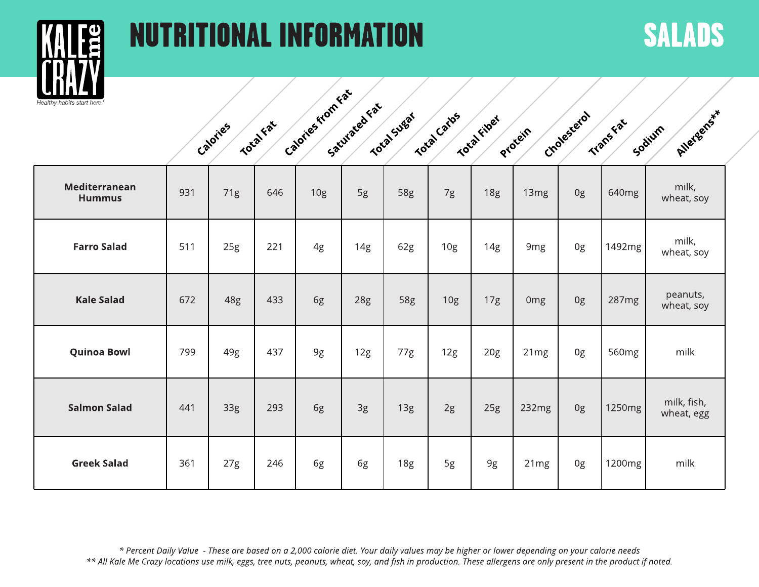KALE me CRAZY

Healthy habits start here.*

# NUTRITIONAL INFORMATION

## SALADS

| | Calories | Total Fat | Calories from Fat | Saturated Fat | Total Sugar | Total Carbs | Total Fiber | Protein | Cholesterol | Trans Fat | Sodium | Allergens** |
|---|---|---|---|---|---|---|---|---|---|---|---|---|
| **Mediterranean Hummus** | 931 | 71g | 646 | 10g | 5g | 58g | 7g | 18g | 13mg | 0g | 640mg | milk, wheat, soy |
| **Farro Salad** | 511 | 25g | 221 | 4g | 14g | 62g | 10g | 14g | 9mg | 0g | 1492mg | milk, wheat, soy |
| **Kale Salad** | 672 | 48g | 433 | 6g | 28g | 58g | 10g | 17g | 0mg | 0g | 287mg | peanuts, wheat, soy |
| **Quinoa Bowl** | 799 | 49g | 437 | 9g | 12g | 77g | 12g | 20g | 21mg | 0g | 560mg | milk |
| **Salmon Salad** | 441 | 33g | 293 | 6g | 3g | 13g | 2g | 25g | 232mg | 0g | 1250mg | milk, fish, wheat, egg |
| **Greek Salad** | 361 | 27g | 246 | 6g | 6g | 18g | 5g | 9g | 21mg | 0g | 1200mg | milk |

*\* Percent Daily Value - These are based on a 2,000 calorie diet. Your daily values may be higher or lower depending on your calorie needs*
*\*\* All Kale Me Crazy locations use milk, eggs, tree nuts, peanuts, wheat, soy, and fish in production. These allergens are only present in the product if noted.*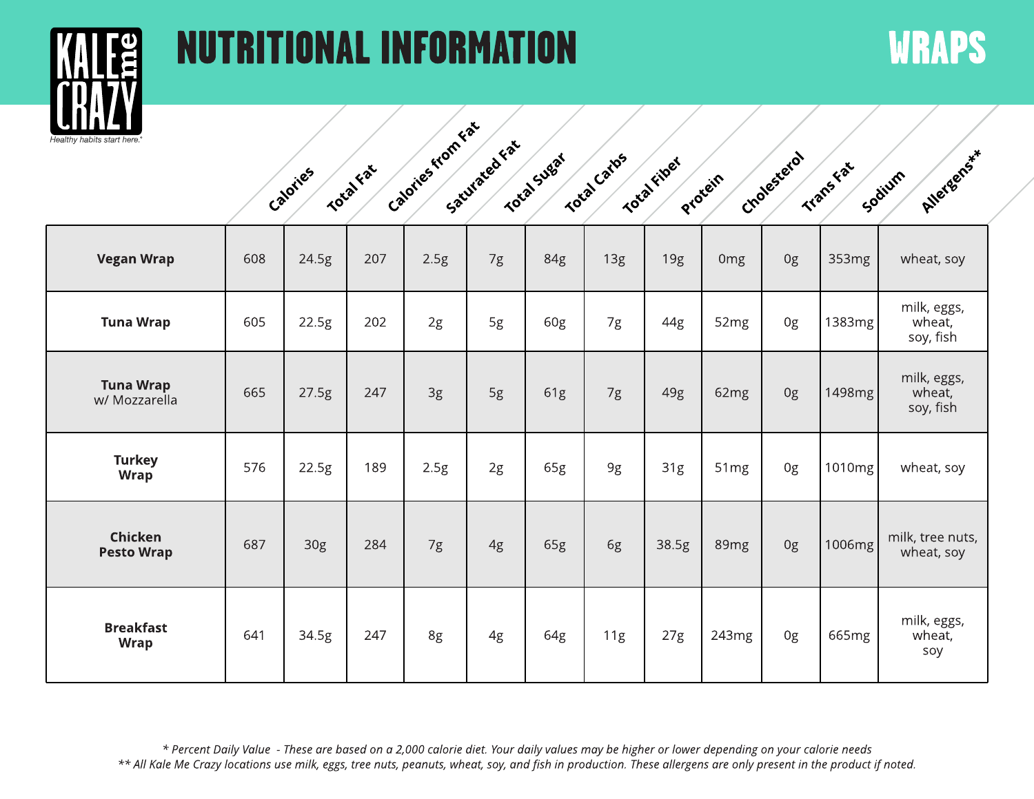KALE me CRAZY

Healthy habits start here.

# NUTRITIONAL INFORMATION

## WRAPS

| | Calories | Total Fat | Calories from Fat | Saturated Fat | Total Sugar | Total Carbs | Total Fiber | Protein | Cholesterol | Trans Fat | Sodium | Allergens** |
|---|---|---|---|---|---|---|---|---|---|---|---|---|
| **Vegan Wrap** | 608 | 24.5g | 207 | 2.5g | 7g | 84g | 13g | 19g | 0mg | 0g | 353mg | wheat, soy |
| **Tuna Wrap** | 605 | 22.5g | 202 | 2g | 5g | 60g | 7g | 44g | 52mg | 0g | 1383mg | milk, eggs, wheat, soy, fish |
| **Tuna Wrap** w/ Mozzarella | 665 | 27.5g | 247 | 3g | 5g | 61g | 7g | 49g | 62mg | 0g | 1498mg | milk, eggs, wheat, soy, fish |
| **Turkey Wrap** | 576 | 22.5g | 189 | 2.5g | 2g | 65g | 9g | 31g | 51mg | 0g | 1010mg | wheat, soy |
| **Chicken Pesto Wrap** | 687 | 30g | 284 | 7g | 4g | 65g | 6g | 38.5g | 89mg | 0g | 1006mg | milk, tree nuts, wheat, soy |
| **Breakfast Wrap** | 641 | 34.5g | 247 | 8g | 4g | 64g | 11g | 27g | 243mg | 0g | 665mg | milk, eggs, wheat, soy |

*\* Percent Daily Value - These are based on a 2,000 calorie diet. Your daily values may be higher or lower depending on your calorie needs*

*\*\* All Kale Me Crazy locations use milk, eggs, tree nuts, peanuts, wheat, soy, and fish in production. These allergens are only present in the product if noted.*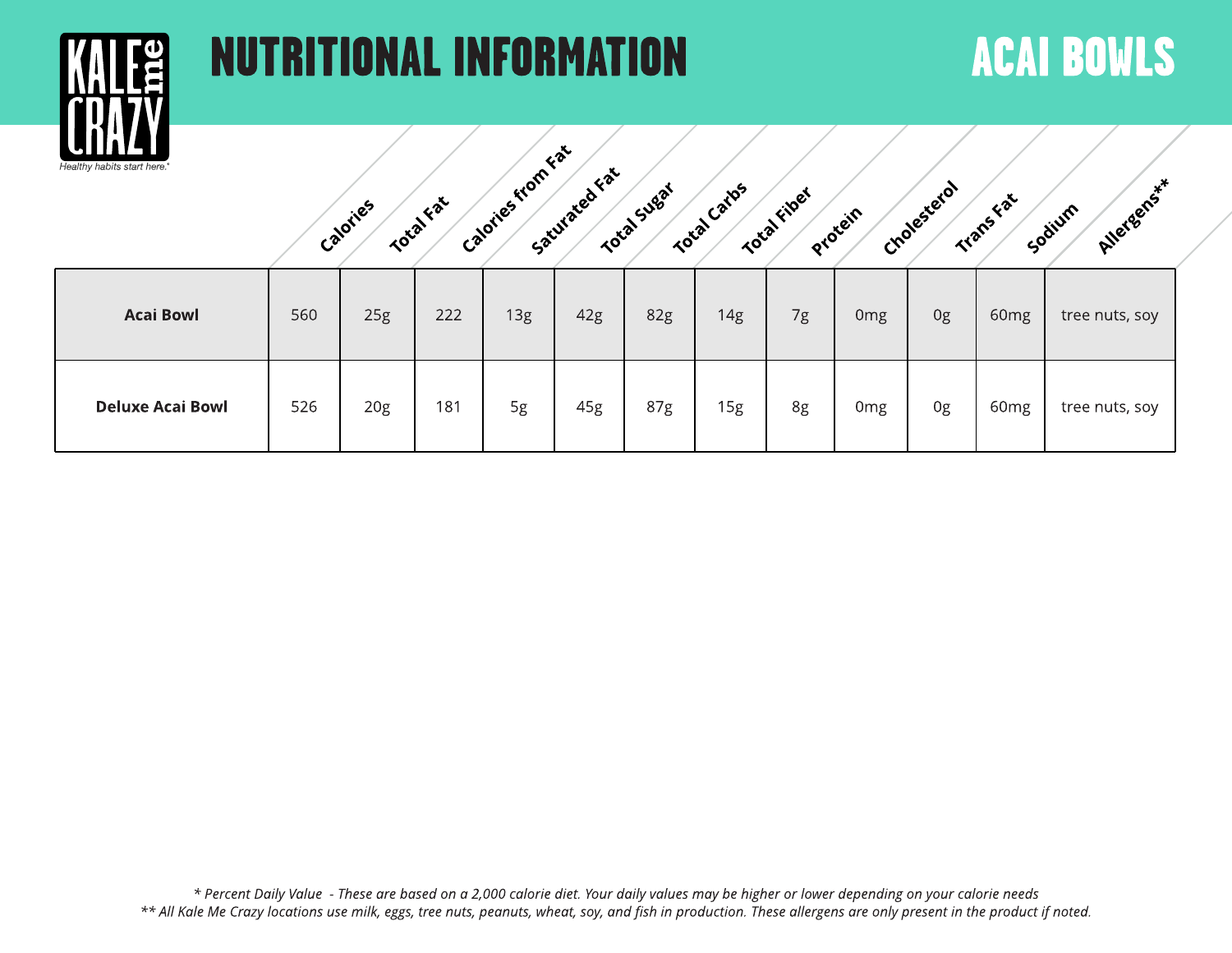# NUTRITIONAL INFORMATION

## ACAI BOWLS

| | Calories | Total Fat | Calories from Fat | Saturated Fat | Total Sugar | Total Carbs | Total Fiber | Protein | Cholesterol | Trans Fat | Sodium | Allergens** |
|---|---|---|---|---|---|---|---|---|---|---|---|---|
| **Acai Bowl** | 560 | 25g | 222 | 13g | 42g | 82g | 14g | 7g | 0mg | 0g | 60mg | tree nuts, soy |
| **Deluxe Acai Bowl** | 526 | 20g | 181 | 5g | 45g | 87g | 15g | 8g | 0mg | 0g | 60mg | tree nuts, soy |

*\* Percent Daily Value - These are based on a 2,000 calorie diet. Your daily values may be higher or lower depending on your calorie needs*
*\*\* All Kale Me Crazy locations use milk, eggs, tree nuts, peanuts, wheat, soy, and fish in production. These allergens are only present in the product if noted.*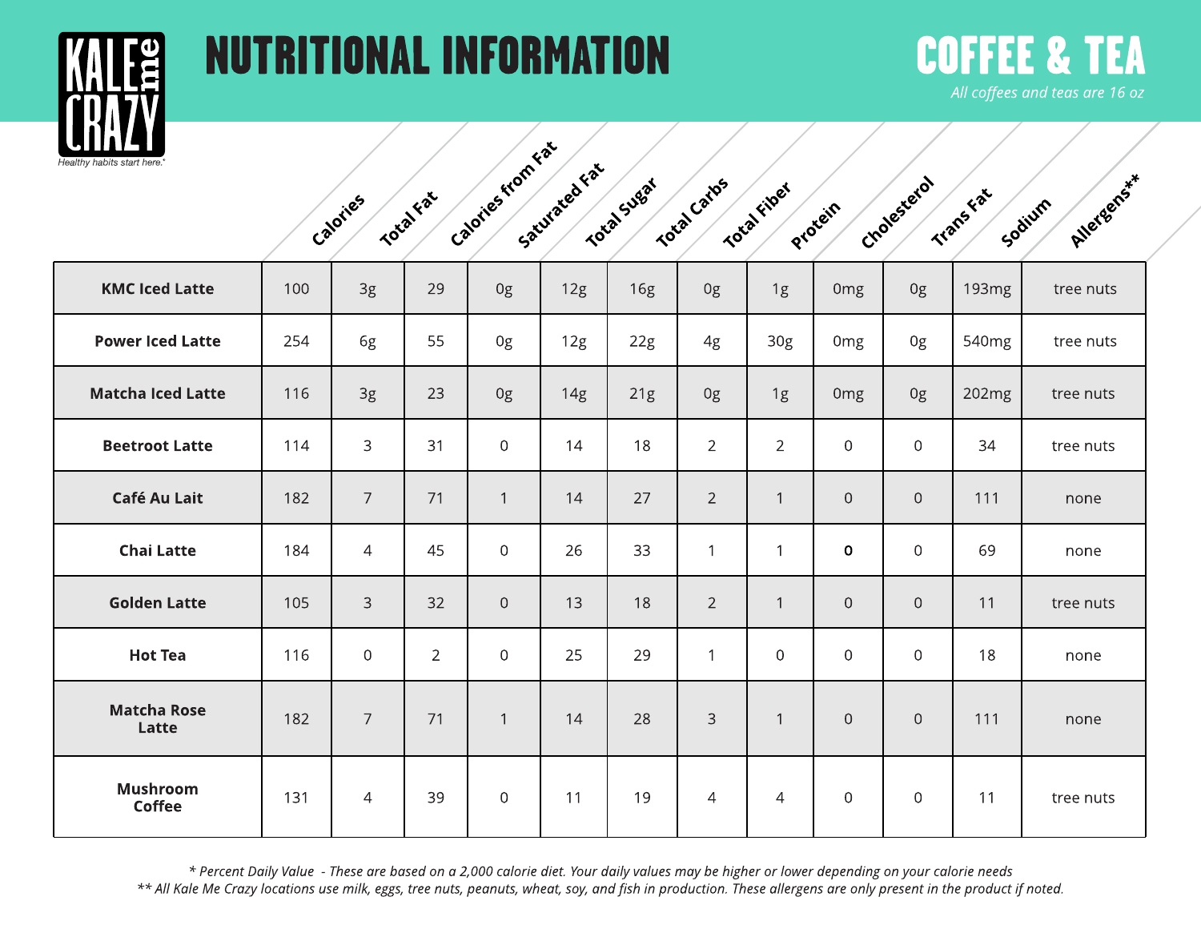# NUTRITIONAL INFORMATION

## COFFEE & TEA

*All coffees and teas are 16 oz*

KALE me CRAZY
Healthy habits start here.

| | Calories | Total Fat | Calories from Fat | Saturated Fat | Total Sugar | Total Carbs | Total Fiber | Protein | Cholesterol | Trans Fat | Sodium | Allergens** |
|---|---|---|---|---|---|---|---|---|---|---|---|---|
| **KMC Iced Latte** | 100 | 3g | 29 | 0g | 12g | 16g | 0g | 1g | 0mg | 0g | 193mg | tree nuts |
| **Power Iced Latte** | 254 | 6g | 55 | 0g | 12g | 22g | 4g | 30g | 0mg | 0g | 540mg | tree nuts |
| **Matcha Iced Latte** | 116 | 3g | 23 | 0g | 14g | 21g | 0g | 1g | 0mg | 0g | 202mg | tree nuts |
| **Beetroot Latte** | 114 | 3 | 31 | 0 | 14 | 18 | 2 | 2 | 0 | 0 | 34 | tree nuts |
| **Café Au Lait** | 182 | 7 | 71 | 1 | 14 | 27 | 2 | 1 | 0 | 0 | 111 | none |
| **Chai Latte** | 184 | 4 | 45 | 0 | 26 | 33 | 1 | 1 | 0 | 0 | 69 | none |
| **Golden Latte** | 105 | 3 | 32 | 0 | 13 | 18 | 2 | 1 | 0 | 0 | 11 | tree nuts |
| **Hot Tea** | 116 | 0 | 2 | 0 | 25 | 29 | 1 | 0 | 0 | 0 | 18 | none |
| **Matcha Rose Latte** | 182 | 7 | 71 | 1 | 14 | 28 | 3 | 1 | 0 | 0 | 111 | none |
| **Mushroom Coffee** | 131 | 4 | 39 | 0 | 11 | 19 | 4 | 4 | 0 | 0 | 11 | tree nuts |

*\* Percent Daily Value - These are based on a 2,000 calorie diet. Your daily values may be higher or lower depending on your calorie needs*

*\*\* All Kale Me Crazy locations use milk, eggs, tree nuts, peanuts, wheat, soy, and fish in production. These allergens are only present in the product if noted.*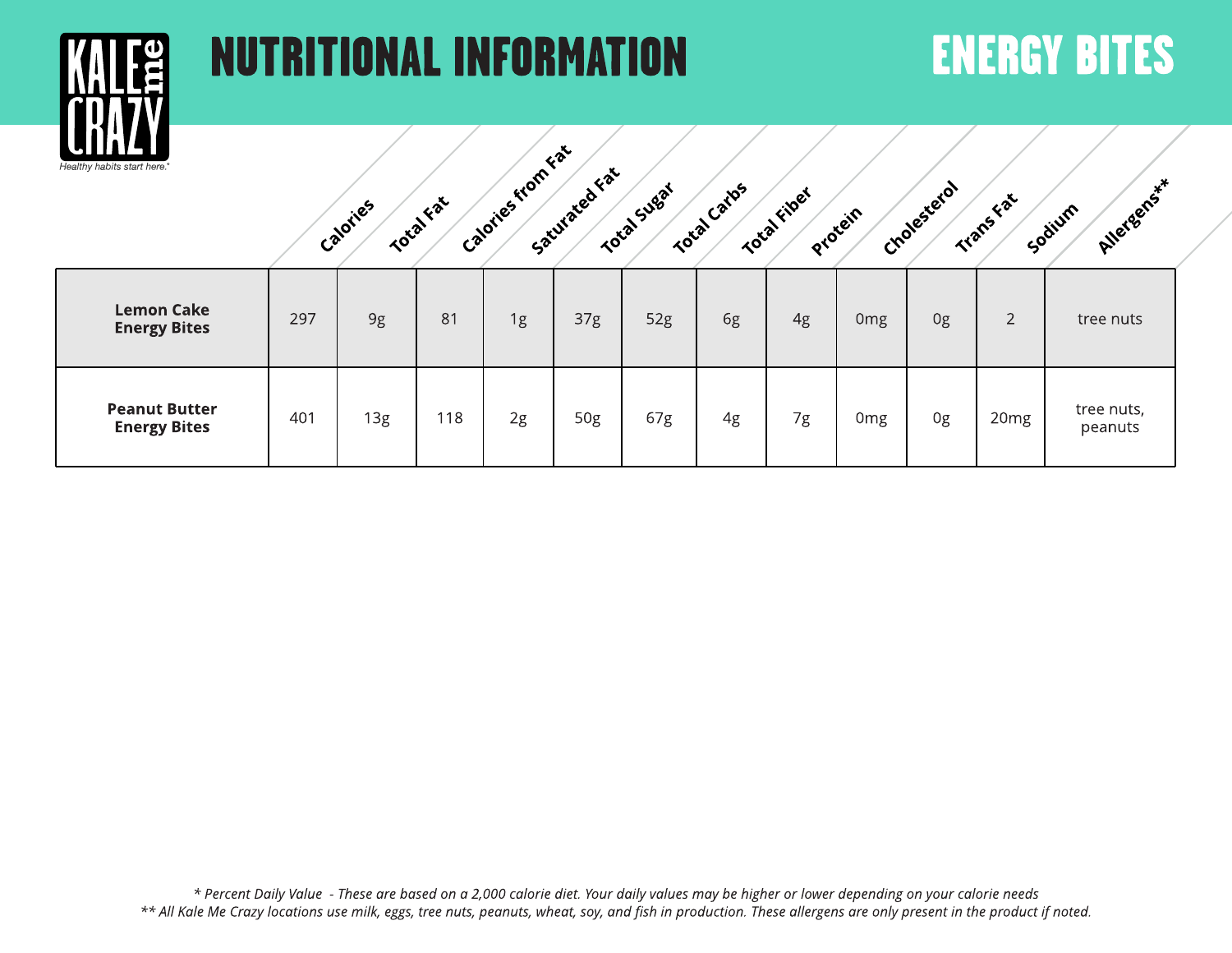# NUTRITIONAL INFORMATION

# ENERGY BITES

| | Calories | Total Fat | Calories from Fat | Saturated Fat | Total Sugar | Total Carbs | Total Fiber | Protein | Cholesterol | Trans Fat | Sodium | Allergens** |
|---|---|---|---|---|---|---|---|---|---|---|---|---|
| **Lemon Cake Energy Bites** | 297 | 9g | 81 | 1g | 37g | 52g | 6g | 4g | 0mg | 0g | 2 | tree nuts |
| **Peanut Butter Energy Bites** | 401 | 13g | 118 | 2g | 50g | 67g | 4g | 7g | 0mg | 0g | 20mg | tree nuts, peanuts |

*\* Percent Daily Value - These are based on a 2,000 calorie diet. Your daily values may be higher or lower depending on your calorie needs*

*\*\* All Kale Me Crazy locations use milk, eggs, tree nuts, peanuts, wheat, soy, and fish in production. These allergens are only present in the product if noted.*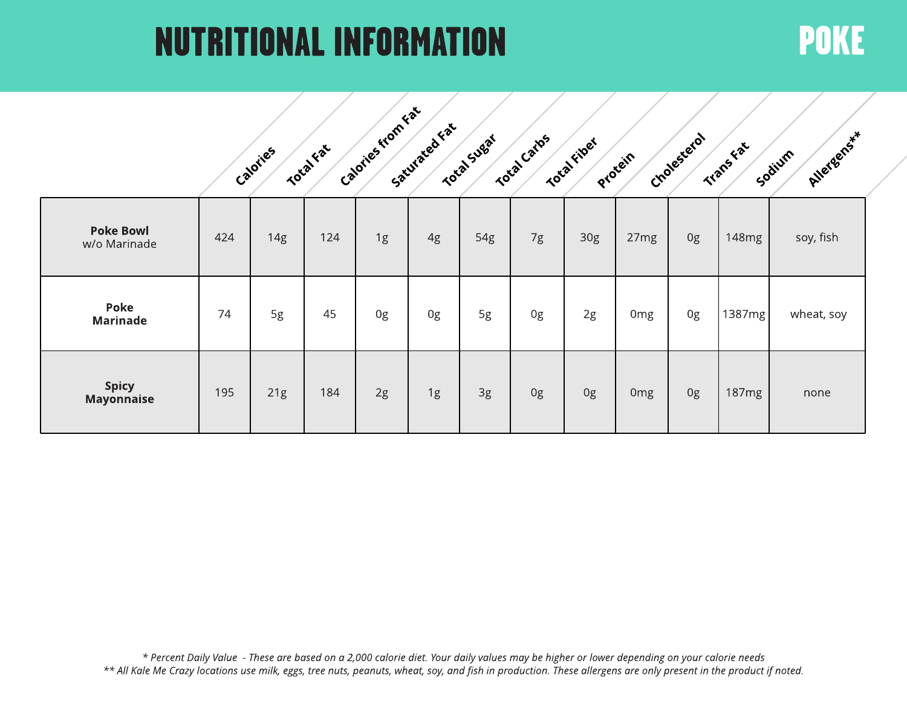# NUTRITIONAL INFORMATION

## POKE

| | Calories | Total Fat | Calories from Fat | Saturated Fat | Total Sugar | Total Carbs | Total Fiber | Protein | Cholesterol | Trans Fat | Sodium | Allergens** |
|---|---|---|---|---|---|---|---|---|---|---|---|---|
| **Poke Bowl** w/o Marinade | 424 | 14g | 124 | 1g | 4g | 54g | 7g | 30g | 27mg | 0g | 148mg | soy, fish |
| **Poke Marinade** | 74 | 5g | 45 | 0g | 0g | 5g | 0g | 2g | 0mg | 0g | 1387mg | wheat, soy |
| **Spicy Mayonnaise** | 195 | 21g | 184 | 2g | 1g | 3g | 0g | 0g | 0mg | 0g | 187mg | none |

*\* Percent Daily Value - These are based on a 2,000 calorie diet. Your daily values may be higher or lower depending on your calorie needs*
*\*\* All Kale Me Crazy locations use milk, eggs, tree nuts, peanuts, wheat, soy, and fish in production. These allergens are only present in the product if noted.*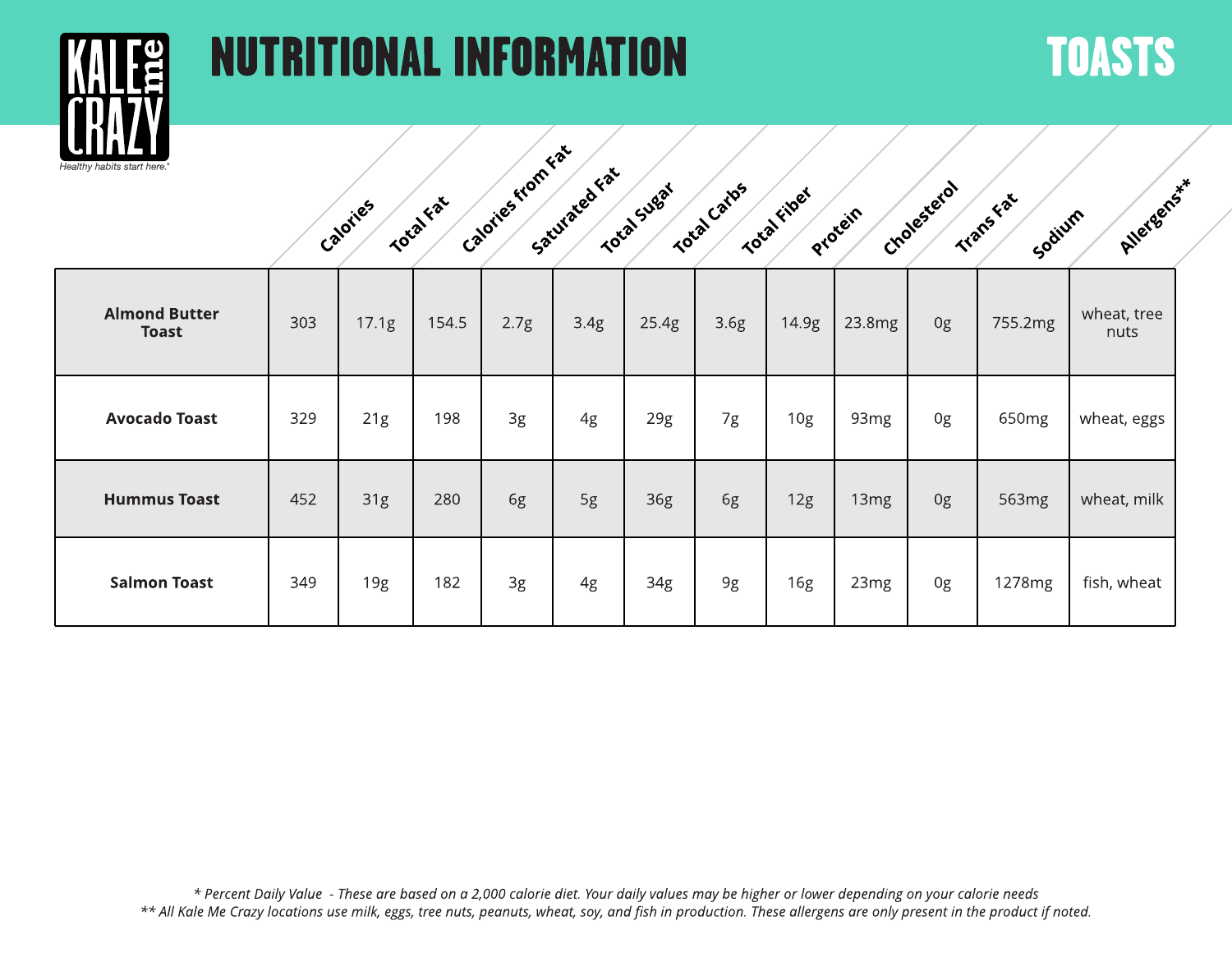# NUTRITIONAL INFORMATION

## TOASTS

KALE me CRAZY

Healthy habits start here.*

| | Calories | Total Fat | Calories from Fat | Saturated Fat | Total Sugar | Total Carbs | Total Fiber | Protein | Cholesterol | Trans Fat | Sodium | Allergens** |
|---|---|---|---|---|---|---|---|---|---|---|---|---|
| **Almond Butter Toast** | 303 | 17.1g | 154.5 | 2.7g | 3.4g | 25.4g | 3.6g | 14.9g | 23.8mg | 0g | 755.2mg | wheat, tree nuts |
| **Avocado Toast** | 329 | 21g | 198 | 3g | 4g | 29g | 7g | 10g | 93mg | 0g | 650mg | wheat, eggs |
| **Hummus Toast** | 452 | 31g | 280 | 6g | 5g | 36g | 6g | 12g | 13mg | 0g | 563mg | wheat, milk |
| **Salmon Toast** | 349 | 19g | 182 | 3g | 4g | 34g | 9g | 16g | 23mg | 0g | 1278mg | fish, wheat |

*\* Percent Daily Value - These are based on a 2,000 calorie diet. Your daily values may be higher or lower depending on your calorie needs*

*\*\* All Kale Me Crazy locations use milk, eggs, tree nuts, peanuts, wheat, soy, and fish in production. These allergens are only present in the product if noted.*